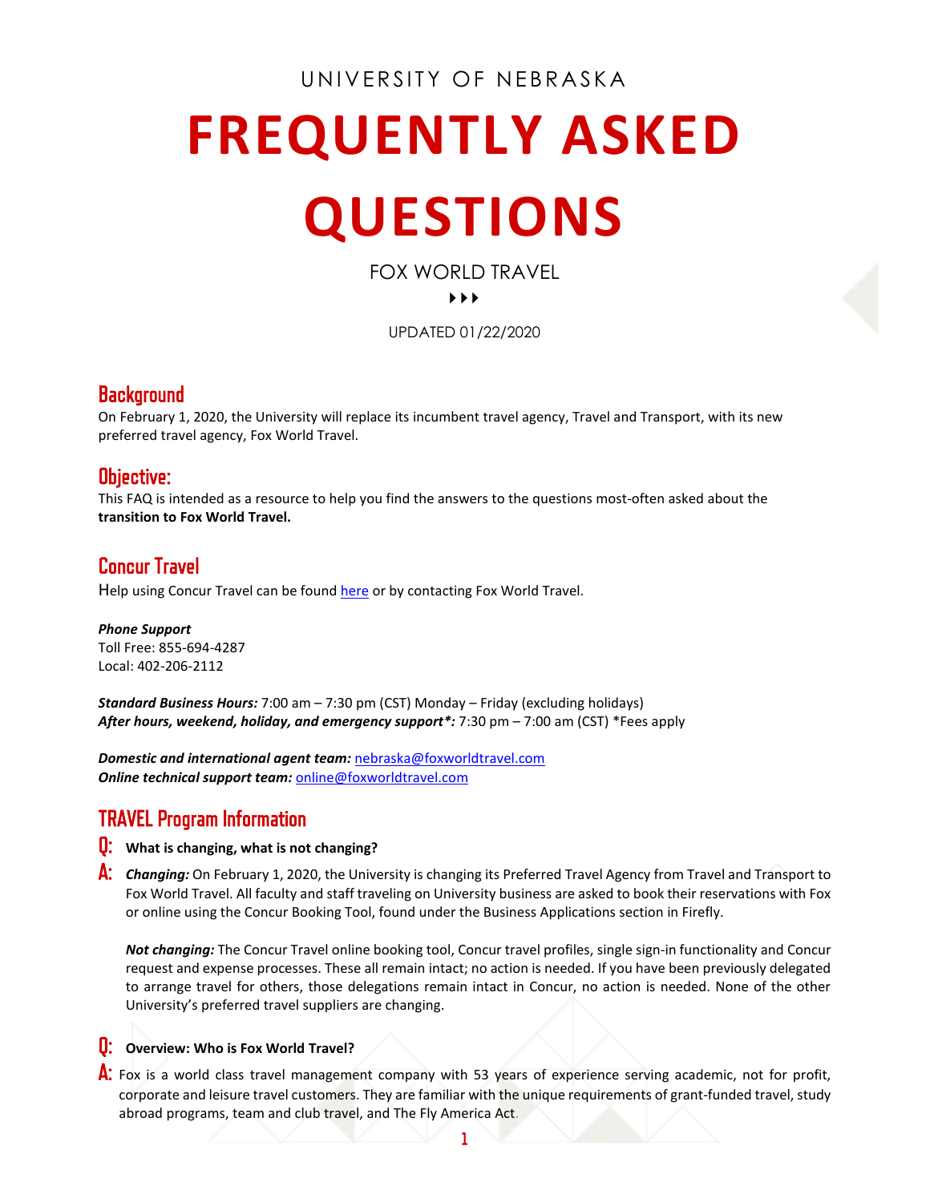UNIVERSITY OF NEBRASKA

# FREQUENTLY ASKED QUESTIONS

FOX WORLD TRAVEL

UPDATED 01/22/2020

## Background

On February 1, 2020, the University will replace its incumbent travel agency, Travel and Transport, with its new preferred travel agency, Fox World Travel.

## Objective:

This FAQ is intended as a resource to help you find the answers to the questions most-often asked about the **transition to Fox World Travel.**

## Concur Travel

Help using Concur Travel can be found here or by contacting Fox World Travel.

***Phone Support***
Toll Free: 855-694-4287
Local: 402-206-2112

***Standard Business Hours:*** 7:00 am – 7:30 pm (CST) Monday – Friday (excluding holidays)
***After hours, weekend, holiday, and emergency support*:*** 7:30 pm – 7:00 am (CST) *Fees apply

***Domestic and international agent team:*** nebraska@foxworldtravel.com
***Online technical support team:*** online@foxworldtravel.com

## TRAVEL Program Information

**Q: What is changing, what is not changing?**

**A:** ***Changing:*** On February 1, 2020, the University is changing its Preferred Travel Agency from Travel and Transport to Fox World Travel. All faculty and staff traveling on University business are asked to book their reservations with Fox or online using the Concur Booking Tool, found under the Business Applications section in Firefly.

***Not changing:*** The Concur Travel online booking tool, Concur travel profiles, single sign-in functionality and Concur request and expense processes. These all remain intact; no action is needed. If you have been previously delegated to arrange travel for others, those delegations remain intact in Concur, no action is needed. None of the other University's preferred travel suppliers are changing.

**Q: Overview: Who is Fox World Travel?**

**A:** Fox is a world class travel management company with 53 years of experience serving academic, not for profit, corporate and leisure travel customers. They are familiar with the unique requirements of grant-funded travel, study abroad programs, team and club travel, and The Fly America Act.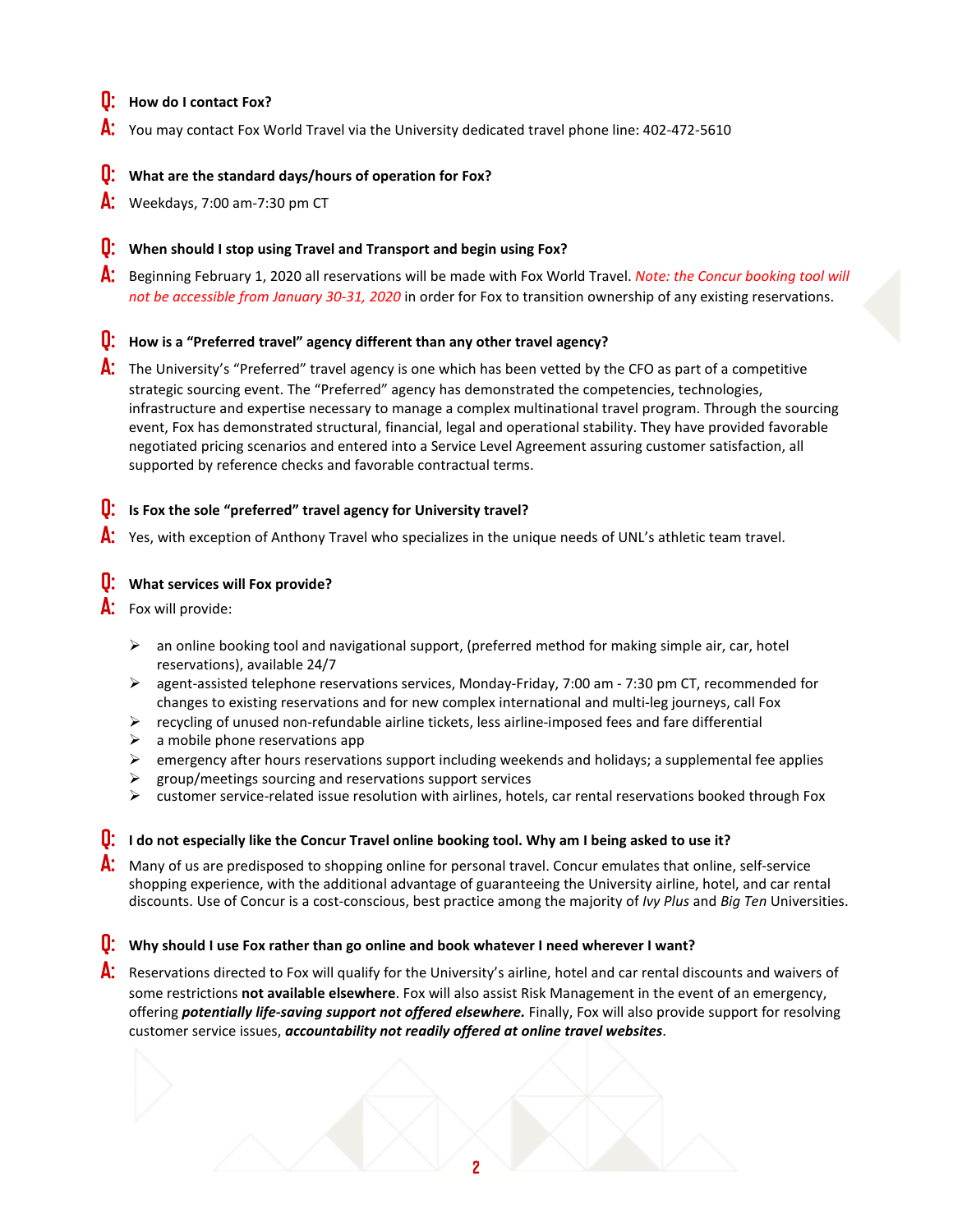**Q: How do I contact Fox?**

**A:** You may contact Fox World Travel via the University dedicated travel phone line: 402-472-5610

**Q: What are the standard days/hours of operation for Fox?**

**A:** Weekdays, 7:00 am-7:30 pm CT

**Q: When should I stop using Travel and Transport and begin using Fox?**

**A:** Beginning February 1, 2020 all reservations will be made with Fox World Travel. *Note: the Concur booking tool will not be accessible from January 30-31, 2020* in order for Fox to transition ownership of any existing reservations.

**Q: How is a "Preferred travel" agency different than any other travel agency?**

**A:** The University's "Preferred" travel agency is one which has been vetted by the CFO as part of a competitive strategic sourcing event. The "Preferred" agency has demonstrated the competencies, technologies, infrastructure and expertise necessary to manage a complex multinational travel program. Through the sourcing event, Fox has demonstrated structural, financial, legal and operational stability. They have provided favorable negotiated pricing scenarios and entered into a Service Level Agreement assuring customer satisfaction, all supported by reference checks and favorable contractual terms.

**Q: Is Fox the sole "preferred" travel agency for University travel?**

**A:** Yes, with exception of Anthony Travel who specializes in the unique needs of UNL's athletic team travel.

**Q: What services will Fox provide?**

**A:** Fox will provide:

- an online booking tool and navigational support, (preferred method for making simple air, car, hotel reservations), available 24/7
- agent-assisted telephone reservations services, Monday-Friday, 7:00 am - 7:30 pm CT, recommended for changes to existing reservations and for new complex international and multi-leg journeys, call Fox
- recycling of unused non-refundable airline tickets, less airline-imposed fees and fare differential
- a mobile phone reservations app
- emergency after hours reservations support including weekends and holidays; a supplemental fee applies
- group/meetings sourcing and reservations support services
- customer service-related issue resolution with airlines, hotels, car rental reservations booked through Fox

**Q: I do not especially like the Concur Travel online booking tool. Why am I being asked to use it?**

**A:** Many of us are predisposed to shopping online for personal travel. Concur emulates that online, self-service shopping experience, with the additional advantage of guaranteeing the University airline, hotel, and car rental discounts. Use of Concur is a cost-conscious, best practice among the majority of *Ivy Plus* and *Big Ten* Universities.

**Q: Why should I use Fox rather than go online and book whatever I need wherever I want?**

**A:** Reservations directed to Fox will qualify for the University's airline, hotel and car rental discounts and waivers of some restrictions **not available elsewhere**. Fox will also assist Risk Management in the event of an emergency, offering ***potentially life-saving support not offered elsewhere.*** Finally, Fox will also provide support for resolving customer service issues, ***accountability not readily offered at online travel websites***.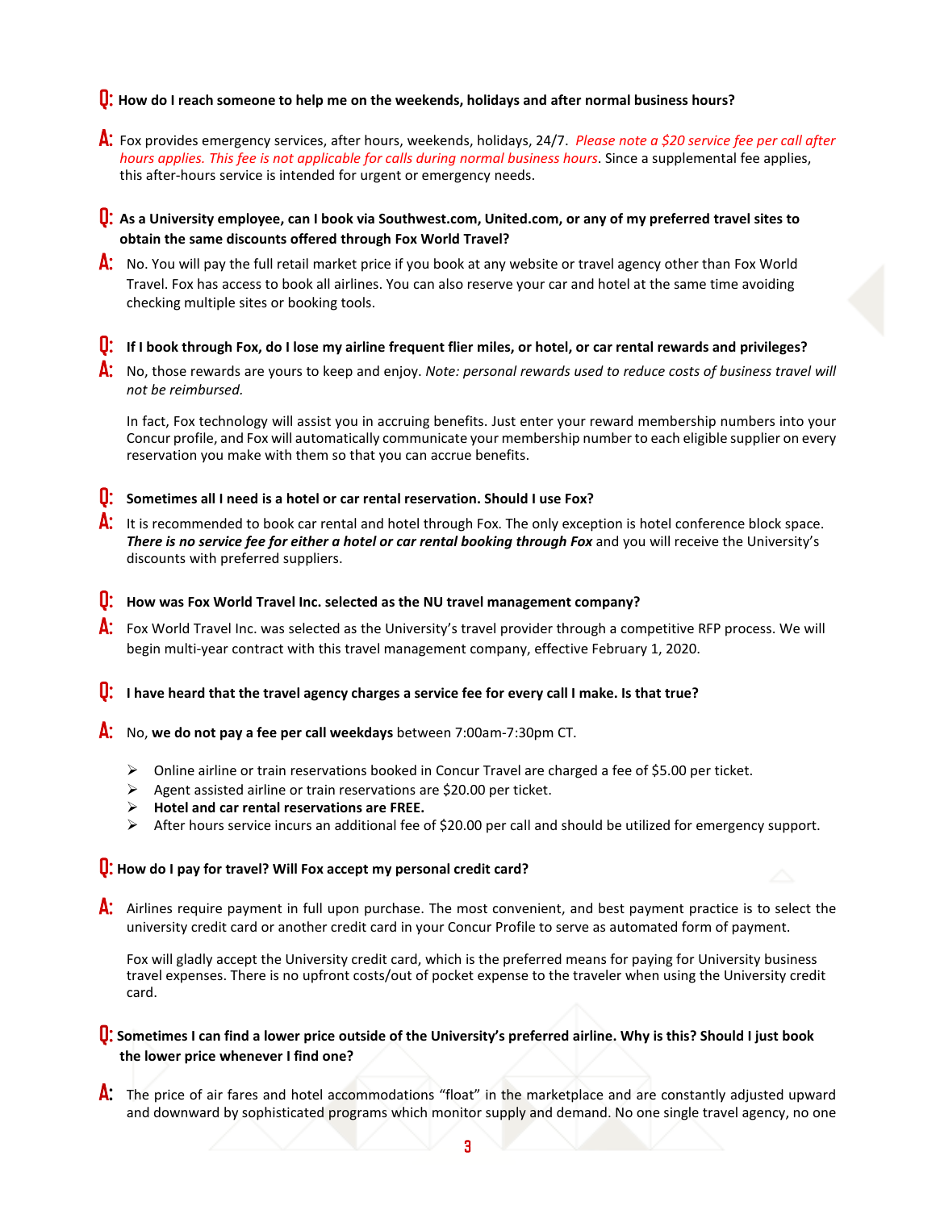**Q: How do I reach someone to help me on the weekends, holidays and after normal business hours?**

**A:** Fox provides emergency services, after hours, weekends, holidays, 24/7. *Please note a $20 service fee per call after hours applies. This fee is not applicable for calls during normal business hours.* Since a supplemental fee applies, this after-hours service is intended for urgent or emergency needs.

**Q: As a University employee, can I book via Southwest.com, United.com, or any of my preferred travel sites to obtain the same discounts offered through Fox World Travel?**

**A:** No. You will pay the full retail market price if you book at any website or travel agency other than Fox World Travel. Fox has access to book all airlines. You can also reserve your car and hotel at the same time avoiding checking multiple sites or booking tools.

**Q: If I book through Fox, do I lose my airline frequent flier miles, or hotel, or car rental rewards and privileges?**

**A:** No, those rewards are yours to keep and enjoy. *Note: personal rewards used to reduce costs of business travel will not be reimbursed.*

In fact, Fox technology will assist you in accruing benefits. Just enter your reward membership numbers into your Concur profile, and Fox will automatically communicate your membership number to each eligible supplier on every reservation you make with them so that you can accrue benefits.

**Q: Sometimes all I need is a hotel or car rental reservation. Should I use Fox?**

**A:** It is recommended to book car rental and hotel through Fox. The only exception is hotel conference block space. ***There is no service fee for either a hotel or car rental booking through Fox*** and you will receive the University's discounts with preferred suppliers.

**Q: How was Fox World Travel Inc. selected as the NU travel management company?**

**A:** Fox World Travel Inc. was selected as the University's travel provider through a competitive RFP process. We will begin multi-year contract with this travel management company, effective February 1, 2020.

**Q: I have heard that the travel agency charges a service fee for every call I make. Is that true?**

**A:** No, **we do not pay a fee per call weekdays** between 7:00am-7:30pm CT.

- Online airline or train reservations booked in Concur Travel are charged a fee of $5.00 per ticket.
- Agent assisted airline or train reservations are $20.00 per ticket.
- **Hotel and car rental reservations are FREE.**
- After hours service incurs an additional fee of $20.00 per call and should be utilized for emergency support.

**Q: How do I pay for travel? Will Fox accept my personal credit card?**

**A:** Airlines require payment in full upon purchase. The most convenient, and best payment practice is to select the university credit card or another credit card in your Concur Profile to serve as automated form of payment.

Fox will gladly accept the University credit card, which is the preferred means for paying for University business travel expenses. There is no upfront costs/out of pocket expense to the traveler when using the University credit card.

**Q: Sometimes I can find a lower price outside of the University's preferred airline. Why is this? Should I just book the lower price whenever I find one?**

**A:** The price of air fares and hotel accommodations "float" in the marketplace and are constantly adjusted upward and downward by sophisticated programs which monitor supply and demand. No one single travel agency, no one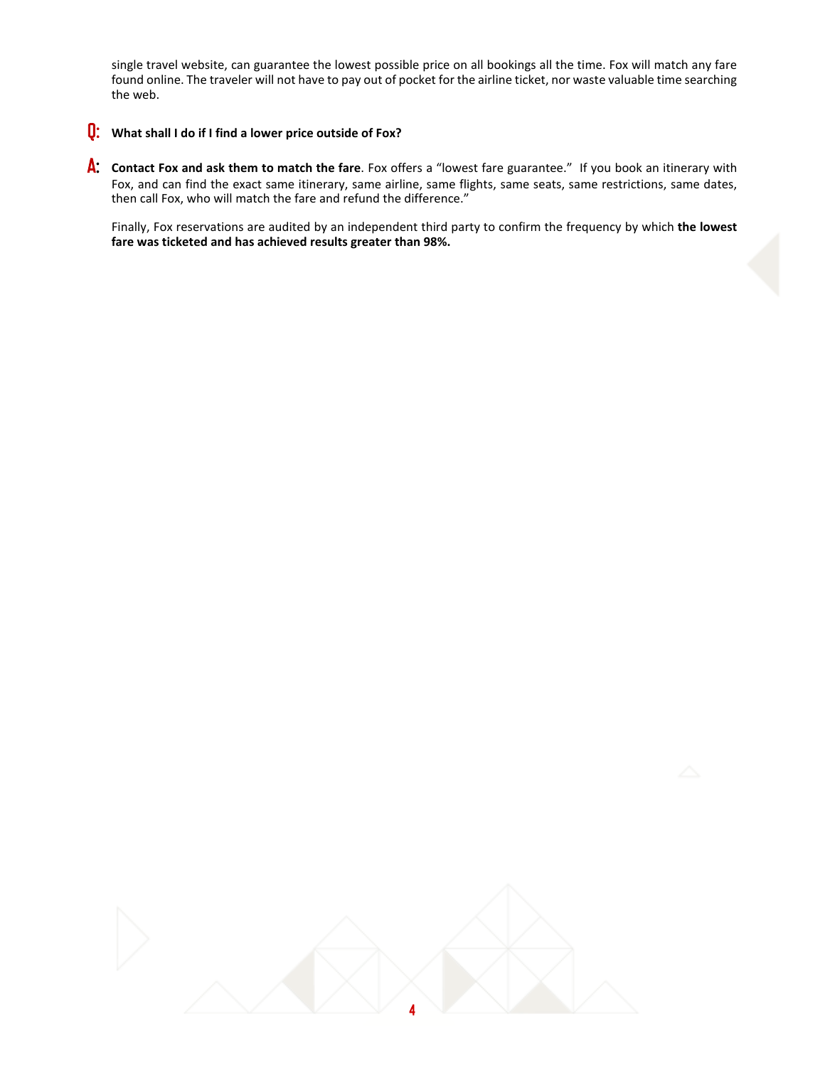single travel website, can guarantee the lowest possible price on all bookings all the time. Fox will match any fare found online. The traveler will not have to pay out of pocket for the airline ticket, nor waste valuable time searching the web.

**Q: What shall I do if I find a lower price outside of Fox?**

**A: Contact Fox and ask them to match the fare**. Fox offers a "lowest fare guarantee." If you book an itinerary with Fox, and can find the exact same itinerary, same airline, same flights, same seats, same restrictions, same dates, then call Fox, who will match the fare and refund the difference."

Finally, Fox reservations are audited by an independent third party to confirm the frequency by which **the lowest fare was ticketed and has achieved results greater than 98%.**